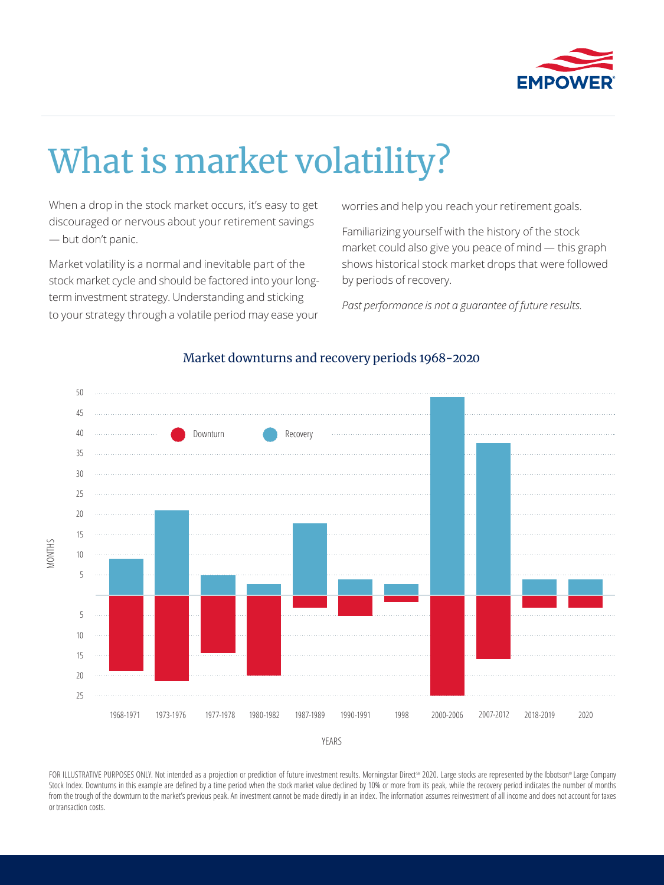# What is market volatility?

When a drop in the stock market occurs, it's easy to get discouraged or nervous about your retirement savings — but don't panic.

Market volatility is a normal and inevitable part of the stock market cycle and should be factored into your long-term investment strategy. Understanding and sticking to your strategy through a volatile period may ease your worries and help you reach your retirement goals.

Familiarizing yourself with the history of the stock market could also give you peace of mind — this graph shows historical stock market drops that were followed by periods of recovery.

*Past performance is not a guarantee of future results.*

## Market downturns and recovery periods 1968-2020

Downturn / Recovery

MONTHS

50, 45, 40, 35, 30, 25, 20, 15, 10, 5, 5, 10, 15, 20, 25

1968-1971, 1973-1976, 1977-1978, 1980-1982, 1987-1989, 1990-1991, 1998, 2000-2006, 2007-2012, 2018-2019, 2020

YEARS

FOR ILLUSTRATIVE PURPOSES ONLY. Not intended as a projection or prediction of future investment results. Morningstar Direct℠ 2020. Large stocks are represented by the Ibbotson® Large Company Stock Index. Downturns in this example are defined by a time period when the stock market value declined by 10% or more from its peak, while the recovery period indicates the number of months from the trough of the downturn to the market's previous peak. An investment cannot be made directly in an index. The information assumes reinvestment of all income and does not account for taxes or transaction costs.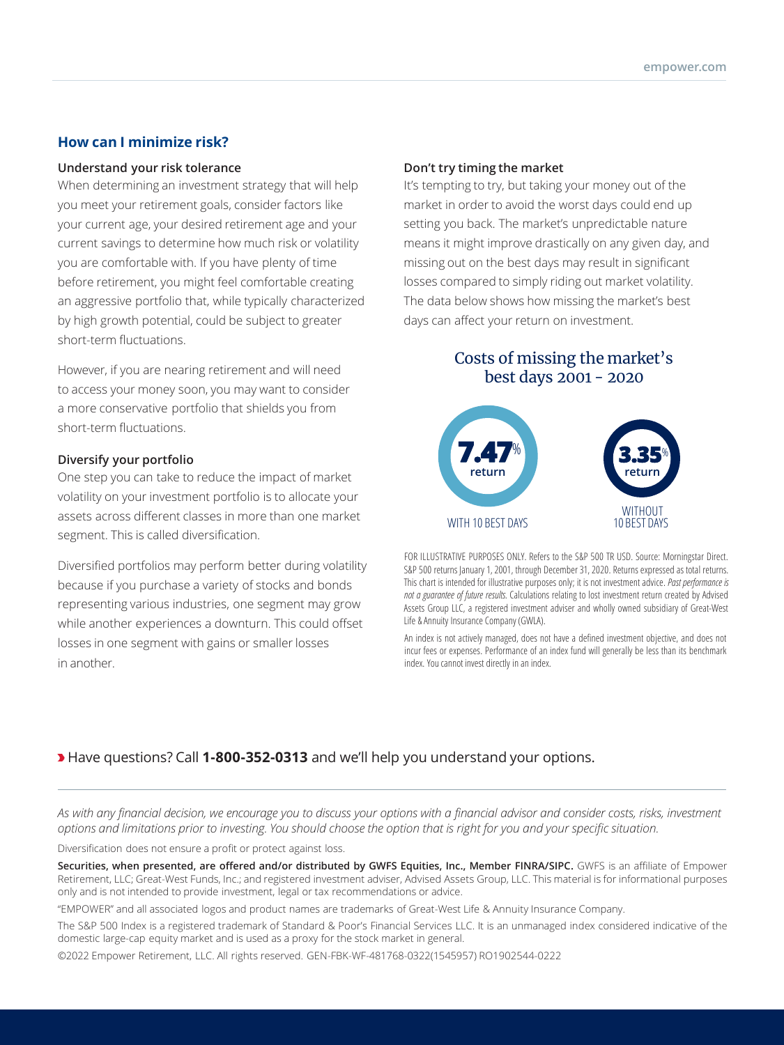## How can I minimize risk?

### Understand your risk tolerance

When determining an investment strategy that will help you meet your retirement goals, consider factors like your current age, your desired retirement age and your current savings to determine how much risk or volatility you are comfortable with. If you have plenty of time before retirement, you might feel comfortable creating an aggressive portfolio that, while typically characterized by high growth potential, could be subject to greater short-term fluctuations.

However, if you are nearing retirement and will need to access your money soon, you may want to consider a more conservative portfolio that shields you from short-term fluctuations.

### Diversify your portfolio

One step you can take to reduce the impact of market volatility on your investment portfolio is to allocate your assets across different classes in more than one market segment. This is called diversification.

Diversified portfolios may perform better during volatility because if you purchase a variety of stocks and bonds representing various industries, one segment may grow while another experiences a downturn. This could offset losses in one segment with gains or smaller losses in another.

### Don't try timing the market

It's tempting to try, but taking your money out of the market in order to avoid the worst days could end up setting you back. The market's unpredictable nature means it might improve drastically on any given day, and missing out on the best days may result in significant losses compared to simply riding out market volatility. The data below shows how missing the market's best days can affect your return on investment.

**Costs of missing the market's best days 2001 - 2020**

7.47% return

WITH 10 BEST DAYS

3.35% return

WITHOUT 10 BEST DAYS

FOR ILLUSTRATIVE PURPOSES ONLY. Refers to the S&P 500 TR USD. Source: Morningstar Direct. S&P 500 returns January 1, 2001, through December 31, 2020. Returns expressed as total returns. This chart is intended for illustrative purposes only; it is not investment advice. *Past performance is not a guarantee of future results.* Calculations relating to lost investment return created by Advised Assets Group LLC, a registered investment adviser and wholly owned subsidiary of Great-West Life & Annuity Insurance Company (GWLA).

An index is not actively managed, does not have a defined investment objective, and does not incur fees or expenses. Performance of an index fund will generally be less than its benchmark index. You cannot invest directly in an index.

Have questions? Call **1-800-352-0313** and we'll help you understand your options.

---

*As with any financial decision, we encourage you to discuss your options with a financial advisor and consider costs, risks, investment options and limitations prior to investing. You should choose the option that is right for you and your specific situation.*

Diversification does not ensure a profit or protect against loss.

**Securities, when presented, are offered and/or distributed by GWFS Equities, Inc., Member FINRA/SIPC.** GWFS is an affiliate of Empower Retirement, LLC; Great-West Funds, Inc.; and registered investment adviser, Advised Assets Group, LLC. This material is for informational purposes only and is not intended to provide investment, legal or tax recommendations or advice.

"EMPOWER" and all associated logos and product names are trademarks of Great-West Life & Annuity Insurance Company.

The S&P 500 Index is a registered trademark of Standard & Poor's Financial Services LLC. It is an unmanaged index considered indicative of the domestic large-cap equity market and is used as a proxy for the stock market in general.

©2022 Empower Retirement, LLC. All rights reserved. GEN-FBK-WF-481768-0322(1545957) RO1902544-0222